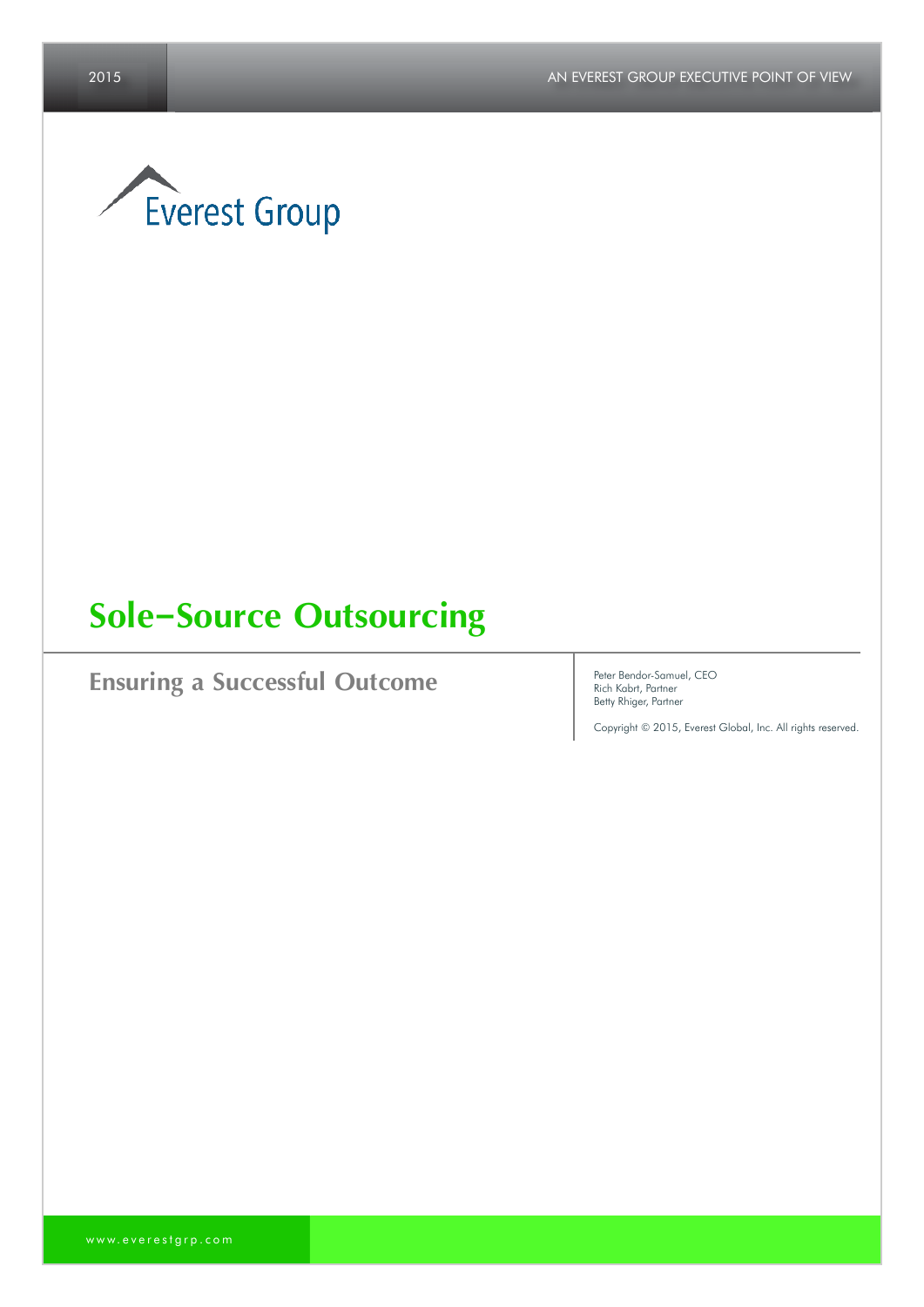Everest Group

# Sole–Source Outsourcing

## Ensuring a Successful Outcome

Peter Bendor-Samuel, CEO
Rich Kabrt, Partner
Betty Rhiger, Partner

Copyright © 2015, Everest Global, Inc. All rights reserved.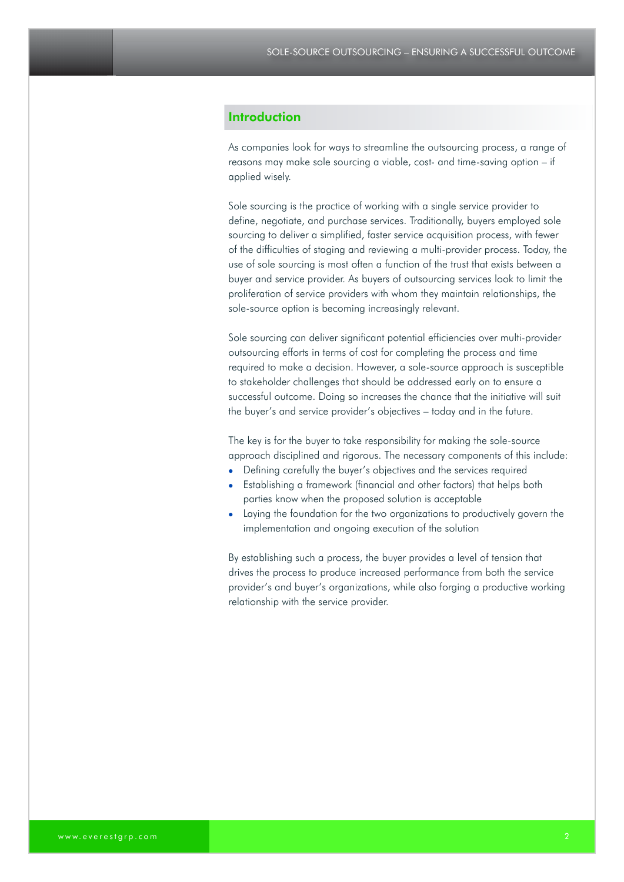## Introduction

As companies look for ways to streamline the outsourcing process, a range of reasons may make sole sourcing a viable, cost- and time-saving option – if applied wisely.

Sole sourcing is the practice of working with a single service provider to define, negotiate, and purchase services. Traditionally, buyers employed sole sourcing to deliver a simplified, faster service acquisition process, with fewer of the difficulties of staging and reviewing a multi-provider process. Today, the use of sole sourcing is most often a function of the trust that exists between a buyer and service provider. As buyers of outsourcing services look to limit the proliferation of service providers with whom they maintain relationships, the sole-source option is becoming increasingly relevant.

Sole sourcing can deliver significant potential efficiencies over multi-provider outsourcing efforts in terms of cost for completing the process and time required to make a decision. However, a sole-source approach is susceptible to stakeholder challenges that should be addressed early on to ensure a successful outcome. Doing so increases the chance that the initiative will suit the buyer's and service provider's objectives – today and in the future.

The key is for the buyer to take responsibility for making the sole-source approach disciplined and rigorous. The necessary components of this include:

- Defining carefully the buyer's objectives and the services required
- Establishing a framework (financial and other factors) that helps both parties know when the proposed solution is acceptable
- Laying the foundation for the two organizations to productively govern the implementation and ongoing execution of the solution

By establishing such a process, the buyer provides a level of tension that drives the process to produce increased performance from both the service provider's and buyer's organizations, while also forging a productive working relationship with the service provider.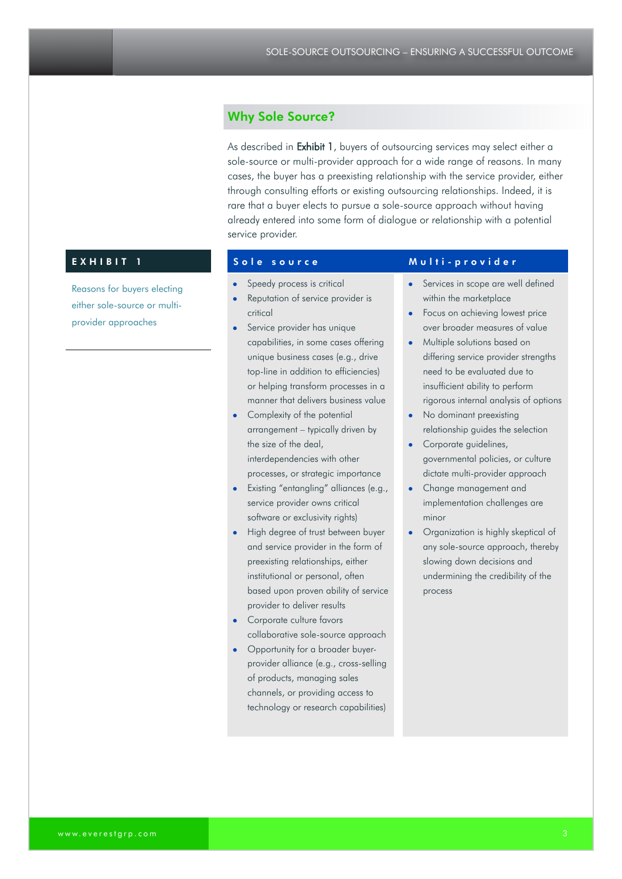## Why Sole Source?

As described in Exhibit 1, buyers of outsourcing services may select either a sole-source or multi-provider approach for a wide range of reasons. In many cases, the buyer has a preexisting relationship with the service provider, either through consulting efforts or existing outsourcing relationships. Indeed, it is rare that a buyer elects to pursue a sole-source approach without having already entered into some form of dialogue or relationship with a potential service provider.

**EXHIBIT 1**

Reasons for buyers electing either sole-source or multi-provider approaches

### Sole source

- Speedy process is critical
- Reputation of service provider is critical
- Service provider has unique capabilities, in some cases offering unique business cases (e.g., drive top-line in addition to efficiencies) or helping transform processes in a manner that delivers business value
- Complexity of the potential arrangement – typically driven by the size of the deal, interdependencies with other processes, or strategic importance
- Existing “entangling” alliances (e.g., service provider owns critical software or exclusivity rights)
- High degree of trust between buyer and service provider in the form of preexisting relationships, either institutional or personal, often based upon proven ability of service provider to deliver results
- Corporate culture favors collaborative sole-source approach
- Opportunity for a broader buyer-provider alliance (e.g., cross-selling of products, managing sales channels, or providing access to technology or research capabilities)

### Multi-provider

- Services in scope are well defined within the marketplace
- Focus on achieving lowest price over broader measures of value
- Multiple solutions based on differing service provider strengths need to be evaluated due to insufficient ability to perform rigorous internal analysis of options
- No dominant preexisting relationship guides the selection
- Corporate guidelines, governmental policies, or culture dictate multi-provider approach
- Change management and implementation challenges are minor
- Organization is highly skeptical of any sole-source approach, thereby slowing down decisions and undermining the credibility of the process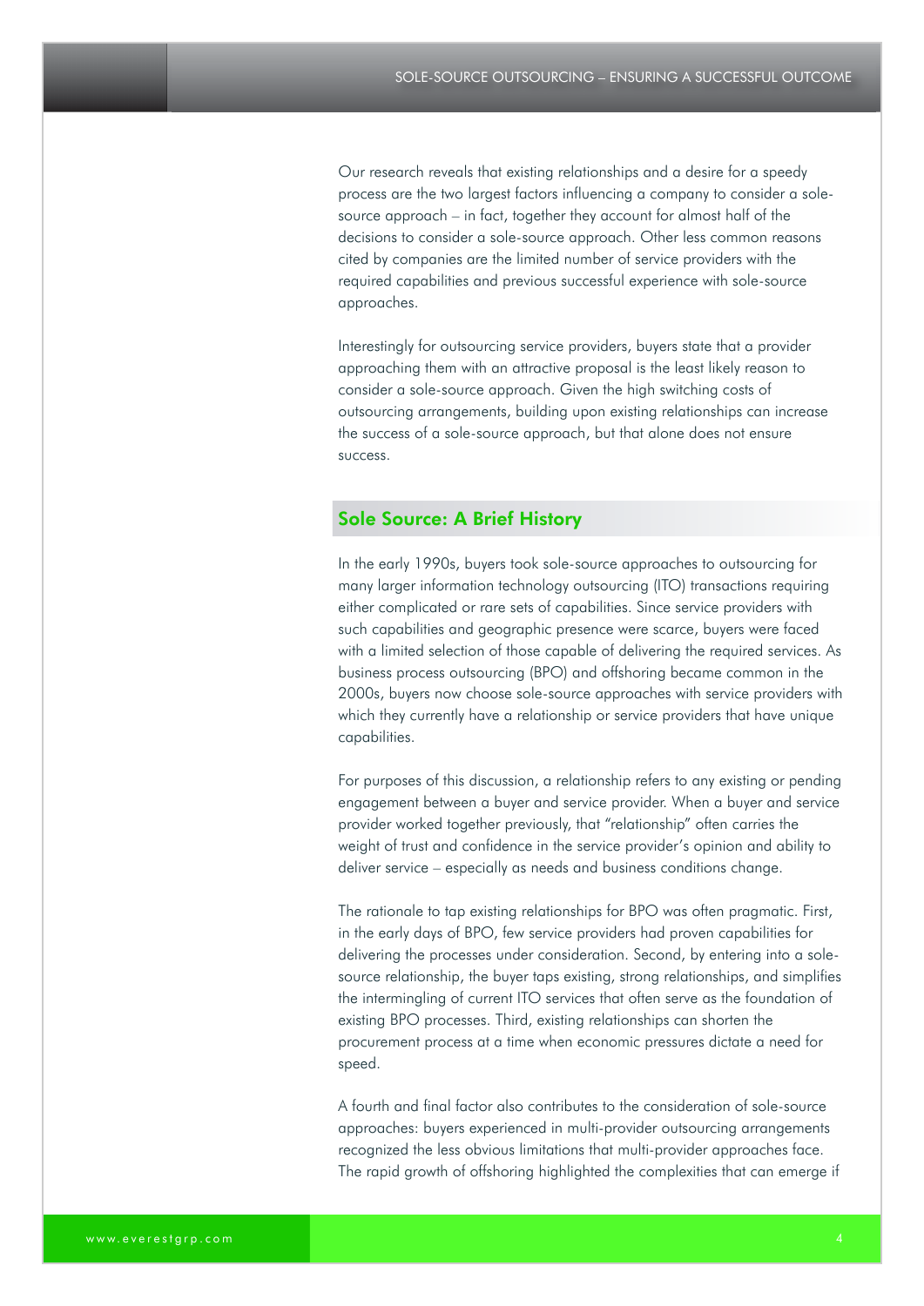Our research reveals that existing relationships and a desire for a speedy process are the two largest factors influencing a company to consider a sole-source approach – in fact, together they account for almost half of the decisions to consider a sole-source approach. Other less common reasons cited by companies are the limited number of service providers with the required capabilities and previous successful experience with sole-source approaches.

Interestingly for outsourcing service providers, buyers state that a provider approaching them with an attractive proposal is the least likely reason to consider a sole-source approach. Given the high switching costs of outsourcing arrangements, building upon existing relationships can increase the success of a sole-source approach, but that alone does not ensure success.

## Sole Source: A Brief History

In the early 1990s, buyers took sole-source approaches to outsourcing for many larger information technology outsourcing (ITO) transactions requiring either complicated or rare sets of capabilities. Since service providers with such capabilities and geographic presence were scarce, buyers were faced with a limited selection of those capable of delivering the required services. As business process outsourcing (BPO) and offshoring became common in the 2000s, buyers now choose sole-source approaches with service providers with which they currently have a relationship or service providers that have unique capabilities.

For purposes of this discussion, a relationship refers to any existing or pending engagement between a buyer and service provider. When a buyer and service provider worked together previously, that "relationship" often carries the weight of trust and confidence in the service provider's opinion and ability to deliver service – especially as needs and business conditions change.

The rationale to tap existing relationships for BPO was often pragmatic. First, in the early days of BPO, few service providers had proven capabilities for delivering the processes under consideration. Second, by entering into a sole-source relationship, the buyer taps existing, strong relationships, and simplifies the intermingling of current ITO services that often serve as the foundation of existing BPO processes. Third, existing relationships can shorten the procurement process at a time when economic pressures dictate a need for speed.

A fourth and final factor also contributes to the consideration of sole-source approaches: buyers experienced in multi-provider outsourcing arrangements recognized the less obvious limitations that multi-provider approaches face. The rapid growth of offshoring highlighted the complexities that can emerge if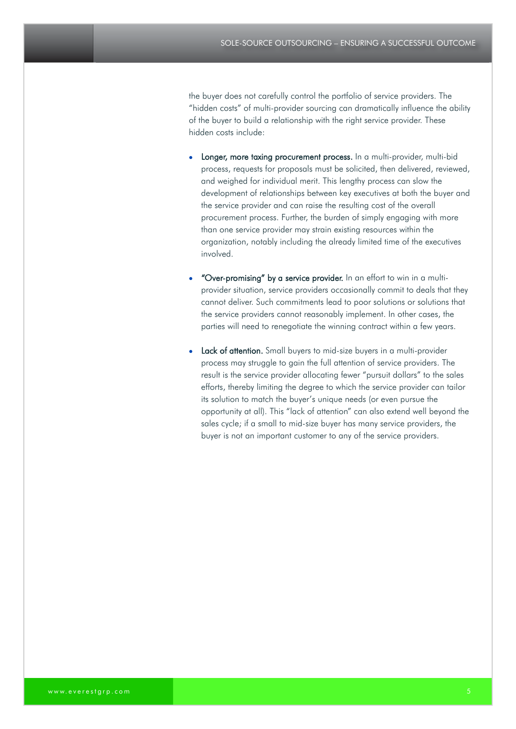the buyer does not carefully control the portfolio of service providers. The "hidden costs" of multi-provider sourcing can dramatically influence the ability of the buyer to build a relationship with the right service provider. These hidden costs include:

- **Longer, more taxing procurement process.** In a multi-provider, multi-bid process, requests for proposals must be solicited, then delivered, reviewed, and weighed for individual merit. This lengthy process can slow the development of relationships between key executives at both the buyer and the service provider and can raise the resulting cost of the overall procurement process. Further, the burden of simply engaging with more than one service provider may strain existing resources within the organization, notably including the already limited time of the executives involved.

- **"Over-promising" by a service provider.** In an effort to win in a multi-provider situation, service providers occasionally commit to deals that they cannot deliver. Such commitments lead to poor solutions or solutions that the service providers cannot reasonably implement. In other cases, the parties will need to renegotiate the winning contract within a few years.

- **Lack of attention.** Small buyers to mid-size buyers in a multi-provider process may struggle to gain the full attention of service providers. The result is the service provider allocating fewer "pursuit dollars" to the sales efforts, thereby limiting the degree to which the service provider can tailor its solution to match the buyer's unique needs (or even pursue the opportunity at all). This "lack of attention" can also extend well beyond the sales cycle; if a small to mid-size buyer has many service providers, the buyer is not an important customer to any of the service providers.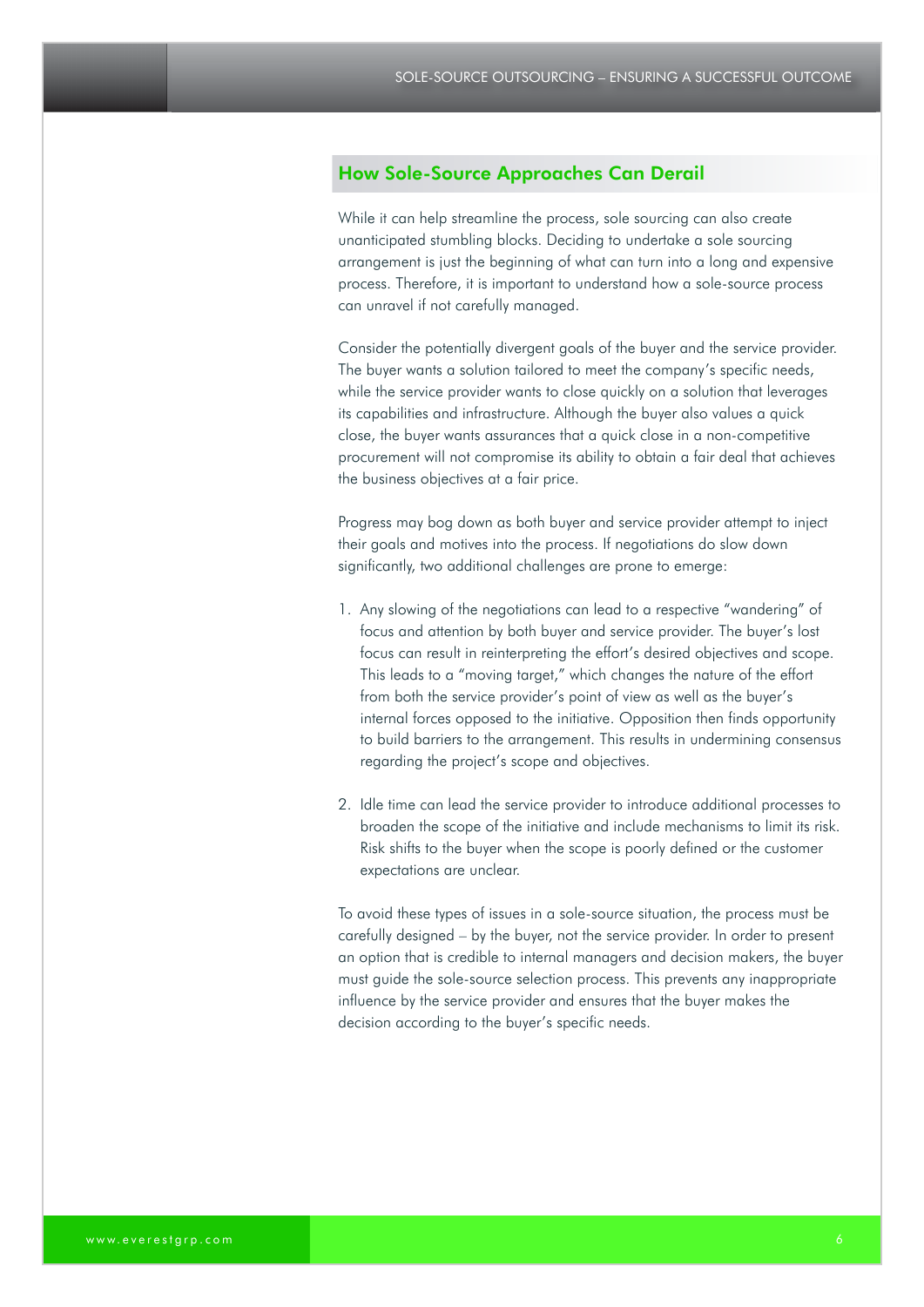## How Sole-Source Approaches Can Derail

While it can help streamline the process, sole sourcing can also create unanticipated stumbling blocks. Deciding to undertake a sole sourcing arrangement is just the beginning of what can turn into a long and expensive process. Therefore, it is important to understand how a sole-source process can unravel if not carefully managed.

Consider the potentially divergent goals of the buyer and the service provider. The buyer wants a solution tailored to meet the company's specific needs, while the service provider wants to close quickly on a solution that leverages its capabilities and infrastructure. Although the buyer also values a quick close, the buyer wants assurances that a quick close in a non-competitive procurement will not compromise its ability to obtain a fair deal that achieves the business objectives at a fair price.

Progress may bog down as both buyer and service provider attempt to inject their goals and motives into the process. If negotiations do slow down significantly, two additional challenges are prone to emerge:

1. Any slowing of the negotiations can lead to a respective "wandering" of focus and attention by both buyer and service provider. The buyer's lost focus can result in reinterpreting the effort's desired objectives and scope. This leads to a "moving target," which changes the nature of the effort from both the service provider's point of view as well as the buyer's internal forces opposed to the initiative. Opposition then finds opportunity to build barriers to the arrangement. This results in undermining consensus regarding the project's scope and objectives.

2. Idle time can lead the service provider to introduce additional processes to broaden the scope of the initiative and include mechanisms to limit its risk. Risk shifts to the buyer when the scope is poorly defined or the customer expectations are unclear.

To avoid these types of issues in a sole-source situation, the process must be carefully designed – by the buyer, not the service provider. In order to present an option that is credible to internal managers and decision makers, the buyer must guide the sole-source selection process. This prevents any inappropriate influence by the service provider and ensures that the buyer makes the decision according to the buyer's specific needs.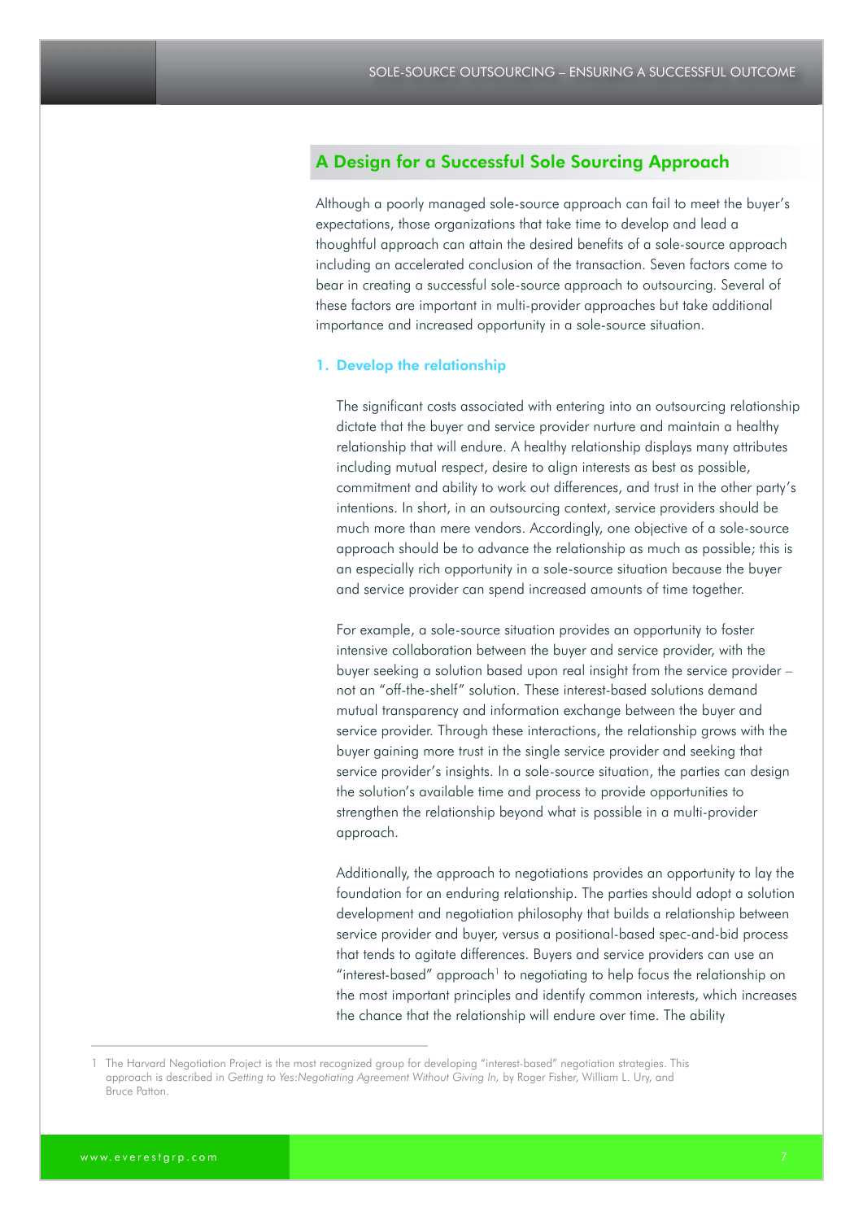## A Design for a Successful Sole Sourcing Approach

Although a poorly managed sole-source approach can fail to meet the buyer's expectations, those organizations that take time to develop and lead a thoughtful approach can attain the desired benefits of a sole-source approach including an accelerated conclusion of the transaction. Seven factors come to bear in creating a successful sole-source approach to outsourcing. Several of these factors are important in multi-provider approaches but take additional importance and increased opportunity in a sole-source situation.

### 1. Develop the relationship

The significant costs associated with entering into an outsourcing relationship dictate that the buyer and service provider nurture and maintain a healthy relationship that will endure. A healthy relationship displays many attributes including mutual respect, desire to align interests as best as possible, commitment and ability to work out differences, and trust in the other party's intentions. In short, in an outsourcing context, service providers should be much more than mere vendors. Accordingly, one objective of a sole-source approach should be to advance the relationship as much as possible; this is an especially rich opportunity in a sole-source situation because the buyer and service provider can spend increased amounts of time together.

For example, a sole-source situation provides an opportunity to foster intensive collaboration between the buyer and service provider, with the buyer seeking a solution based upon real insight from the service provider – not an "off-the-shelf" solution. These interest-based solutions demand mutual transparency and information exchange between the buyer and service provider. Through these interactions, the relationship grows with the buyer gaining more trust in the single service provider and seeking that service provider's insights. In a sole-source situation, the parties can design the solution's available time and process to provide opportunities to strengthen the relationship beyond what is possible in a multi-provider approach.

Additionally, the approach to negotiations provides an opportunity to lay the foundation for an enduring relationship. The parties should adopt a solution development and negotiation philosophy that builds a relationship between service provider and buyer, versus a positional-based spec-and-bid process that tends to agitate differences. Buyers and service providers can use an "interest-based" approach[1] to negotiating to help focus the relationship on the most important principles and identify common interests, which increases the chance that the relationship will endure over time. The ability

---

1 The Harvard Negotiation Project is the most recognized group for developing "interest-based" negotiation strategies. This approach is described in *Getting to Yes:Negotiating Agreement Without Giving In*, by Roger Fisher, William L. Ury, and Bruce Patton.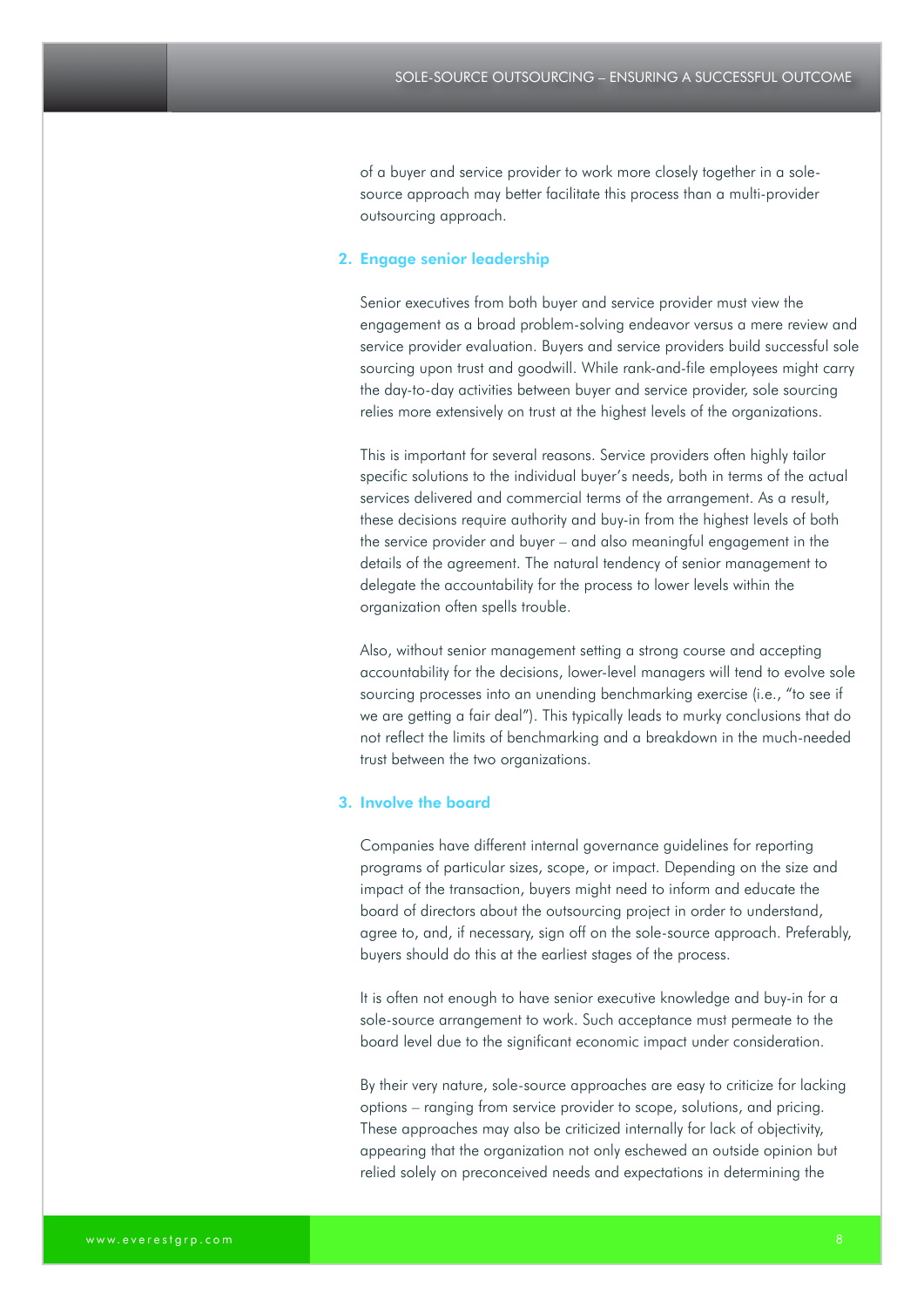of a buyer and service provider to work more closely together in a sole-source approach may better facilitate this process than a multi-provider outsourcing approach.

### 2. Engage senior leadership

Senior executives from both buyer and service provider must view the engagement as a broad problem-solving endeavor versus a mere review and service provider evaluation. Buyers and service providers build successful sole sourcing upon trust and goodwill. While rank-and-file employees might carry the day-to-day activities between buyer and service provider, sole sourcing relies more extensively on trust at the highest levels of the organizations.

This is important for several reasons. Service providers often highly tailor specific solutions to the individual buyer's needs, both in terms of the actual services delivered and commercial terms of the arrangement. As a result, these decisions require authority and buy-in from the highest levels of both the service provider and buyer – and also meaningful engagement in the details of the agreement. The natural tendency of senior management to delegate the accountability for the process to lower levels within the organization often spells trouble.

Also, without senior management setting a strong course and accepting accountability for the decisions, lower-level managers will tend to evolve sole sourcing processes into an unending benchmarking exercise (i.e., "to see if we are getting a fair deal"). This typically leads to murky conclusions that do not reflect the limits of benchmarking and a breakdown in the much-needed trust between the two organizations.

### 3. Involve the board

Companies have different internal governance guidelines for reporting programs of particular sizes, scope, or impact. Depending on the size and impact of the transaction, buyers might need to inform and educate the board of directors about the outsourcing project in order to understand, agree to, and, if necessary, sign off on the sole-source approach. Preferably, buyers should do this at the earliest stages of the process.

It is often not enough to have senior executive knowledge and buy-in for a sole-source arrangement to work. Such acceptance must permeate to the board level due to the significant economic impact under consideration.

By their very nature, sole-source approaches are easy to criticize for lacking options – ranging from service provider to scope, solutions, and pricing. These approaches may also be criticized internally for lack of objectivity, appearing that the organization not only eschewed an outside opinion but relied solely on preconceived needs and expectations in determining the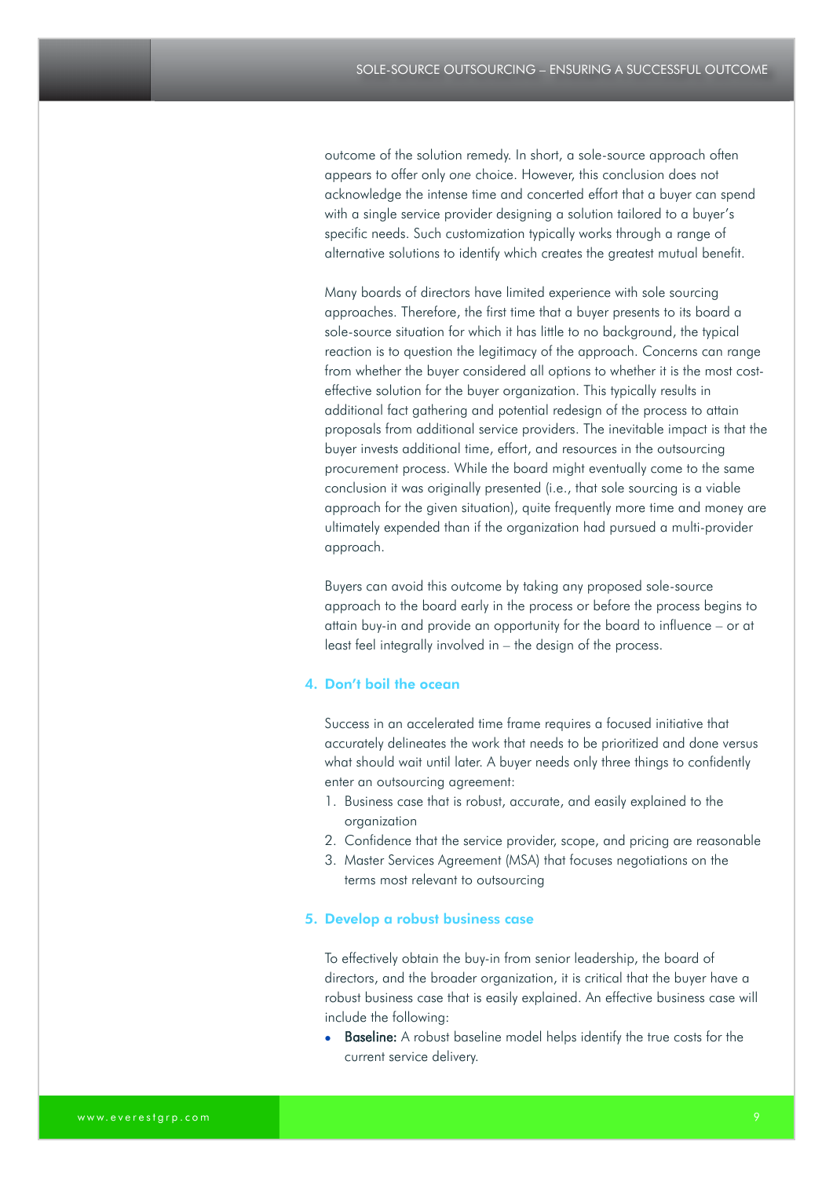outcome of the solution remedy. In short, a sole-source approach often appears to offer only *one* choice. However, this conclusion does not acknowledge the intense time and concerted effort that a buyer can spend with a single service provider designing a solution tailored to a buyer's specific needs. Such customization typically works through a range of alternative solutions to identify which creates the greatest mutual benefit.

Many boards of directors have limited experience with sole sourcing approaches. Therefore, the first time that a buyer presents to its board a sole-source situation for which it has little to no background, the typical reaction is to question the legitimacy of the approach. Concerns can range from whether the buyer considered all options to whether it is the most cost-effective solution for the buyer organization. This typically results in additional fact gathering and potential redesign of the process to attain proposals from additional service providers. The inevitable impact is that the buyer invests additional time, effort, and resources in the outsourcing procurement process. While the board might eventually come to the same conclusion it was originally presented (i.e., that sole sourcing is a viable approach for the given situation), quite frequently more time and money are ultimately expended than if the organization had pursued a multi-provider approach.

Buyers can avoid this outcome by taking any proposed sole-source approach to the board early in the process or before the process begins to attain buy-in and provide an opportunity for the board to influence – or at least feel integrally involved in – the design of the process.

### 4. Don't boil the ocean

Success in an accelerated time frame requires a focused initiative that accurately delineates the work that needs to be prioritized and done versus what should wait until later. A buyer needs only three things to confidently enter an outsourcing agreement:

1. Business case that is robust, accurate, and easily explained to the organization
2. Confidence that the service provider, scope, and pricing are reasonable
3. Master Services Agreement (MSA) that focuses negotiations on the terms most relevant to outsourcing

### 5. Develop a robust business case

To effectively obtain the buy-in from senior leadership, the board of directors, and the broader organization, it is critical that the buyer have a robust business case that is easily explained. An effective business case will include the following:

- **Baseline:** A robust baseline model helps identify the true costs for the current service delivery.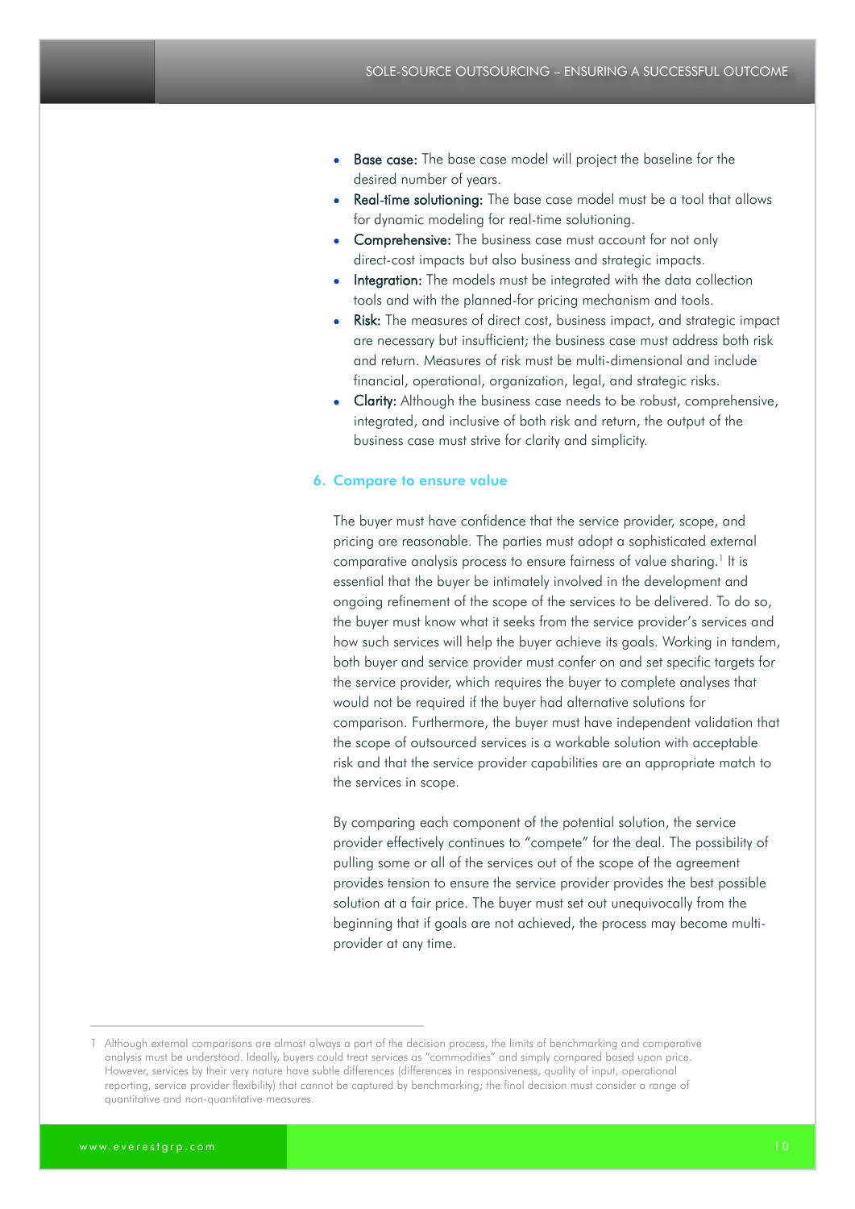- **Base case:** The base case model will project the baseline for the desired number of years.
- **Real-time solutioning:** The base case model must be a tool that allows for dynamic modeling for real-time solutioning.
- **Comprehensive:** The business case must account for not only direct-cost impacts but also business and strategic impacts.
- **Integration:** The models must be integrated with the data collection tools and with the planned-for pricing mechanism and tools.
- **Risk:** The measures of direct cost, business impact, and strategic impact are necessary but insufficient; the business case must address both risk and return. Measures of risk must be multi-dimensional and include financial, operational, organization, legal, and strategic risks.
- **Clarity:** Although the business case needs to be robust, comprehensive, integrated, and inclusive of both risk and return, the output of the business case must strive for clarity and simplicity.

### 6. Compare to ensure value

The buyer must have confidence that the service provider, scope, and pricing are reasonable. The parties must adopt a sophisticated external comparative analysis process to ensure fairness of value sharing.[1] It is essential that the buyer be intimately involved in the development and ongoing refinement of the scope of the services to be delivered. To do so, the buyer must know what it seeks from the service provider's services and how such services will help the buyer achieve its goals. Working in tandem, both buyer and service provider must confer on and set specific targets for the service provider, which requires the buyer to complete analyses that would not be required if the buyer had alternative solutions for comparison. Furthermore, the buyer must have independent validation that the scope of outsourced services is a workable solution with acceptable risk and that the service provider capabilities are an appropriate match to the services in scope.

By comparing each component of the potential solution, the service provider effectively continues to "compete" for the deal. The possibility of pulling some or all of the services out of the scope of the agreement provides tension to ensure the service provider provides the best possible solution at a fair price. The buyer must set out unequivocally from the beginning that if goals are not achieved, the process may become multi-provider at any time.

---

1 Although external comparisons are almost always a part of the decision process, the limits of benchmarking and comparative analysis must be understood. Ideally, buyers could treat services as "commodities" and simply compared based upon price. However, services by their very nature have subtle differences (differences in responsiveness, quality of input, operational reporting, service provider flexibility) that cannot be captured by benchmarking; the final decision must consider a range of quantitative and non-quantitative measures.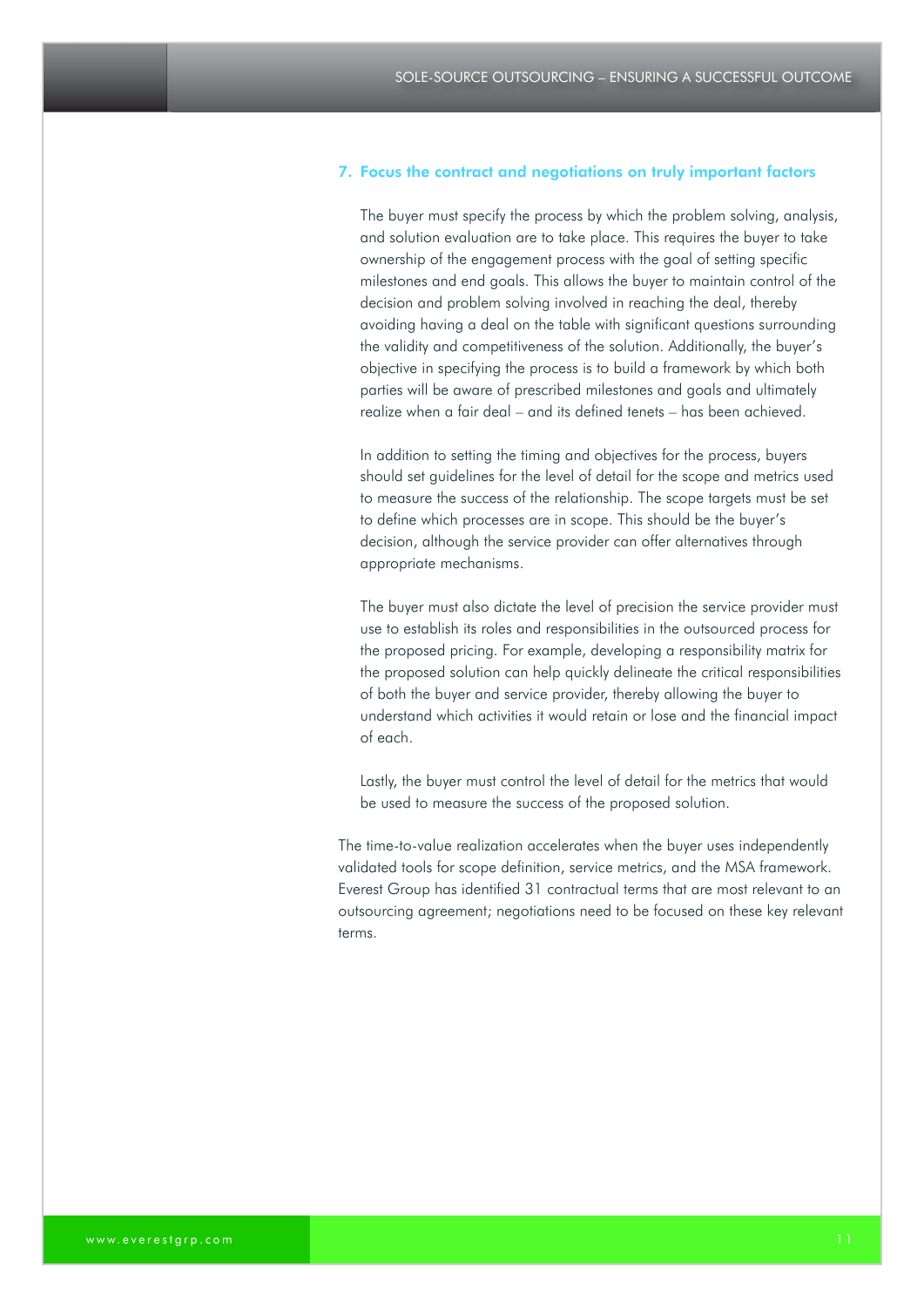### 7. Focus the contract and negotiations on truly important factors

The buyer must specify the process by which the problem solving, analysis, and solution evaluation are to take place. This requires the buyer to take ownership of the engagement process with the goal of setting specific milestones and end goals. This allows the buyer to maintain control of the decision and problem solving involved in reaching the deal, thereby avoiding having a deal on the table with significant questions surrounding the validity and competitiveness of the solution. Additionally, the buyer's objective in specifying the process is to build a framework by which both parties will be aware of prescribed milestones and goals and ultimately realize when a fair deal – and its defined tenets – has been achieved.

In addition to setting the timing and objectives for the process, buyers should set guidelines for the level of detail for the scope and metrics used to measure the success of the relationship. The scope targets must be set to define which processes are in scope. This should be the buyer's decision, although the service provider can offer alternatives through appropriate mechanisms.

The buyer must also dictate the level of precision the service provider must use to establish its roles and responsibilities in the outsourced process for the proposed pricing. For example, developing a responsibility matrix for the proposed solution can help quickly delineate the critical responsibilities of both the buyer and service provider, thereby allowing the buyer to understand which activities it would retain or lose and the financial impact of each.

Lastly, the buyer must control the level of detail for the metrics that would be used to measure the success of the proposed solution.

The time-to-value realization accelerates when the buyer uses independently validated tools for scope definition, service metrics, and the MSA framework. Everest Group has identified 31 contractual terms that are most relevant to an outsourcing agreement; negotiations need to be focused on these key relevant terms.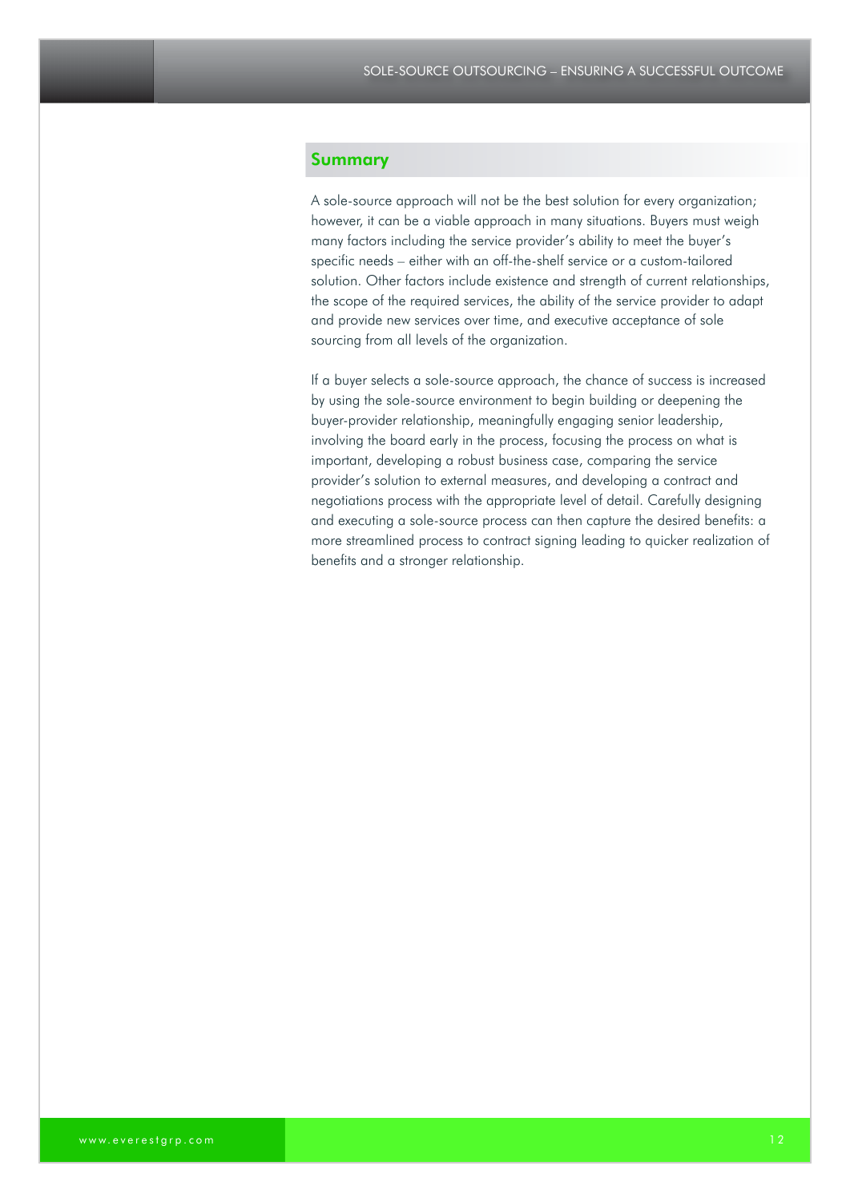## Summary

A sole-source approach will not be the best solution for every organization; however, it can be a viable approach in many situations. Buyers must weigh many factors including the service provider's ability to meet the buyer's specific needs – either with an off-the-shelf service or a custom-tailored solution. Other factors include existence and strength of current relationships, the scope of the required services, the ability of the service provider to adapt and provide new services over time, and executive acceptance of sole sourcing from all levels of the organization.

If a buyer selects a sole-source approach, the chance of success is increased by using the sole-source environment to begin building or deepening the buyer-provider relationship, meaningfully engaging senior leadership, involving the board early in the process, focusing the process on what is important, developing a robust business case, comparing the service provider's solution to external measures, and developing a contract and negotiations process with the appropriate level of detail. Carefully designing and executing a sole-source process can then capture the desired benefits: a more streamlined process to contract signing leading to quicker realization of benefits and a stronger relationship.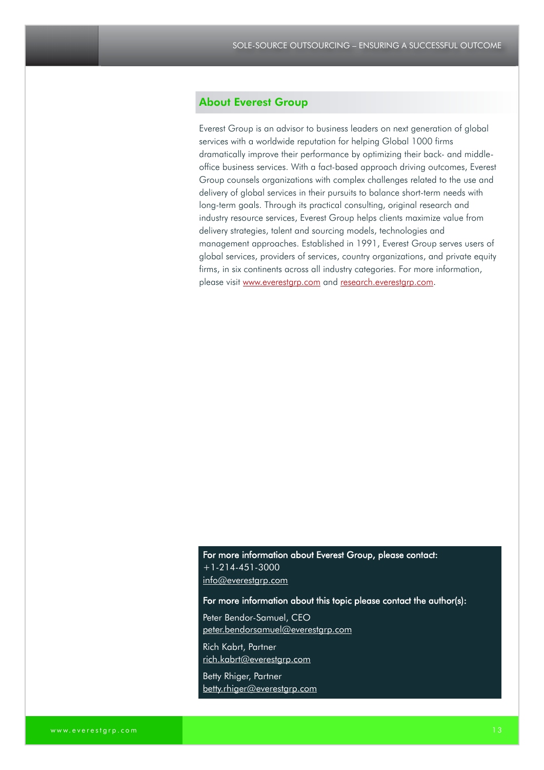## About Everest Group

Everest Group is an advisor to business leaders on next generation of global services with a worldwide reputation for helping Global 1000 firms dramatically improve their performance by optimizing their back- and middle-office business services. With a fact-based approach driving outcomes, Everest Group counsels organizations with complex challenges related to the use and delivery of global services in their pursuits to balance short-term needs with long-term goals. Through its practical consulting, original research and industry resource services, Everest Group helps clients maximize value from delivery strategies, talent and sourcing models, technologies and management approaches. Established in 1991, Everest Group serves users of global services, providers of services, country organizations, and private equity firms, in six continents across all industry categories. For more information, please visit www.everestgrp.com and research.everestgrp.com.

**For more information about Everest Group, please contact:**
+1-214-451-3000
info@everestgrp.com

**For more information about this topic please contact the author(s):**

Peter Bendor-Samuel, CEO
peter.bendorsamuel@everestgrp.com

Rich Kabrt, Partner
rich.kabrt@everestgrp.com

Betty Rhiger, Partner
betty.rhiger@everestgrp.com